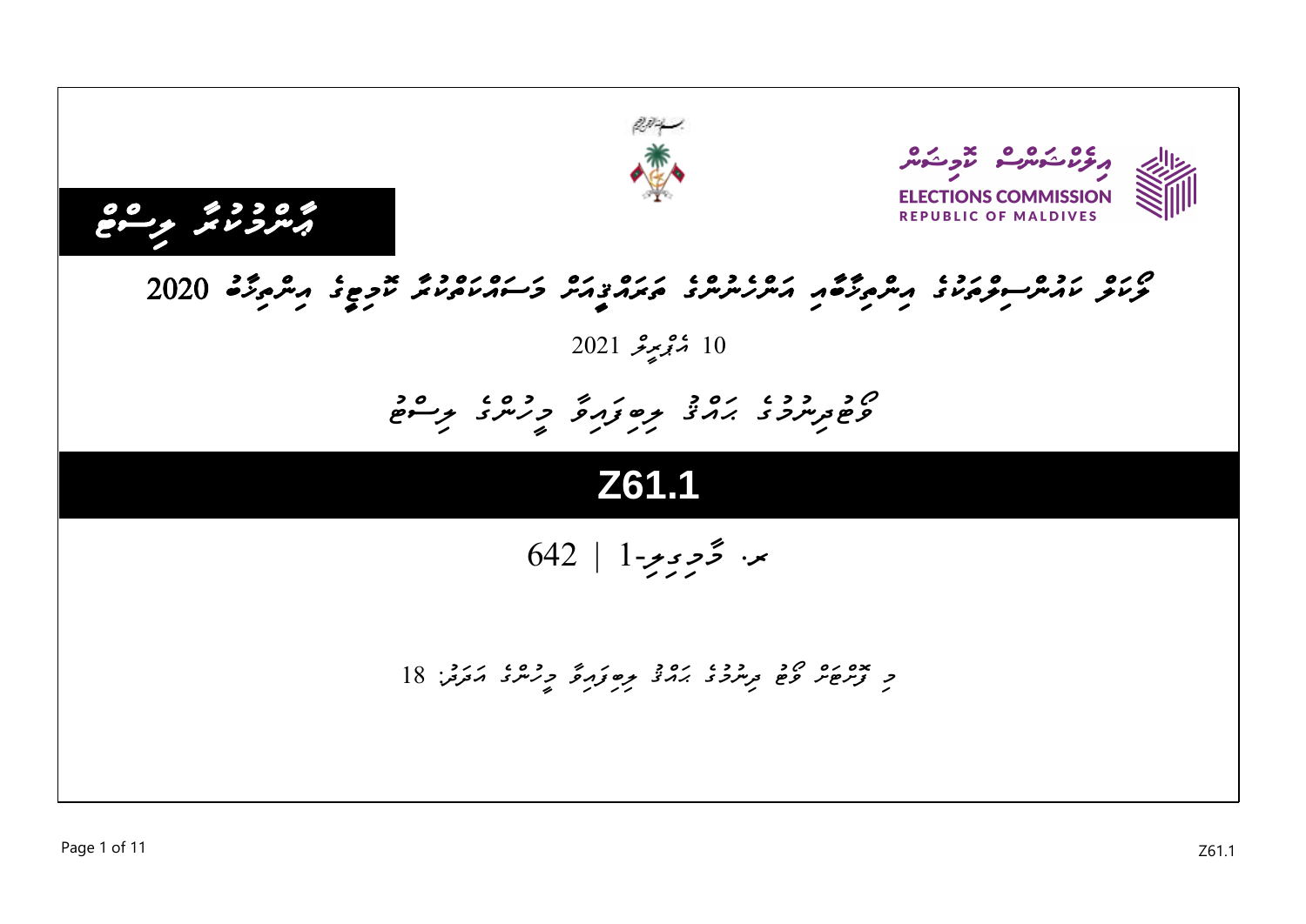# އާންމުކުރާ ލިސްޓު

## ލޯކަލް ކައުންސިލްތަކުގެ އިންތިޚާބާއި އަންހެނުންގެ ތަރައްޤީއަށް މަސައްކަތްކުރާ ކޮމިޓީގެ އިންތިޚާބު 2020

10 އެޕްރީލް 2021

## ވޯޓުދިނުމުގެ ހައްޤު ލިބިފައިވާ މީހުންގެ ލިސްޓު

# Z61.1

## ކ. މާފުށި-1 | 642

މި ފޮށްޓަށް ވޯޓު ދިނުމުގެ ހައްޤު ލިބިފައިވާ މީހުންގެ އަދަދު: 18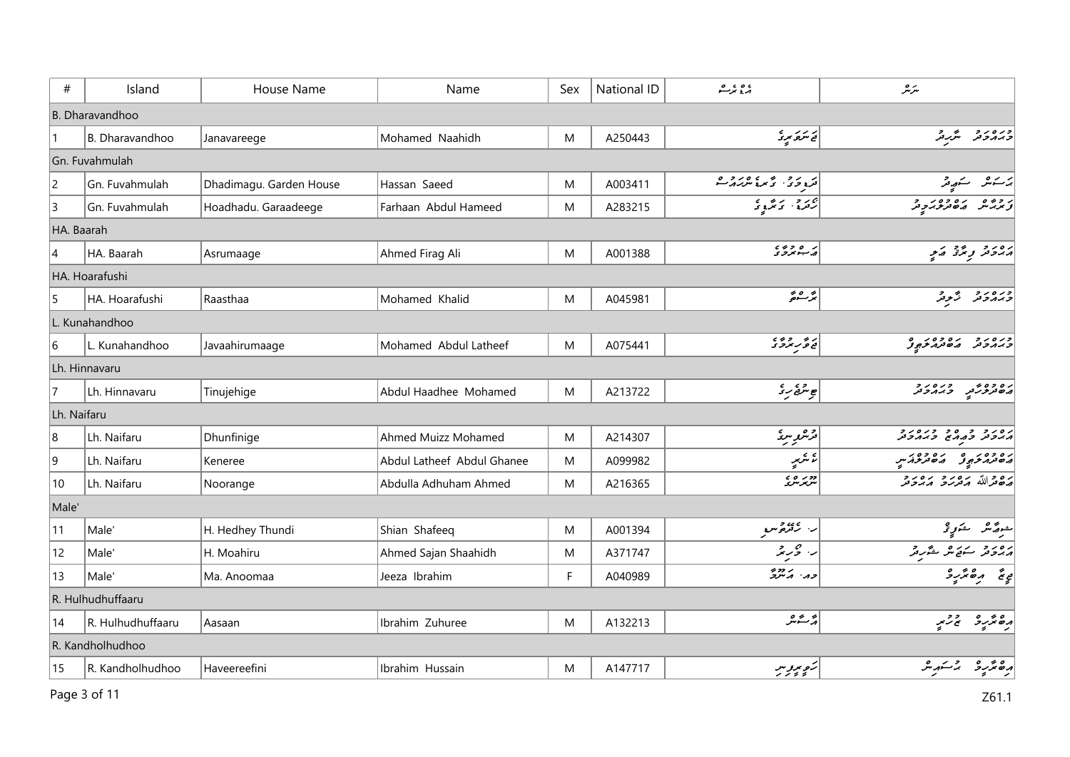| # | Island | House Name | Name | Sex | National ID | ގެއެގުމް | ނަން |
|---|---|---|---|---|---|---|---|
| B. Dharavandhoo | | | | | | | |
| 1 | B. Dharavandhoo | Janavareege | Mohamed Naahidh | M | A250443 | ޖަނަވަރީގެ | މުހައްމަދު ނާހިދު |
| Gn. Fuvahmulah | | | | | | | |
| 2 | Gn. Fuvahmulah | Dhadimagu. Garden House | Hassan Saeed | M | A003411 | ދަދިމަގު. ގާޑެން ހައުސް | ހަސަން ސަޢީދު |
| 3 | Gn. Fuvahmulah | Hoadhadu. Garaadeege | Farhaan Abdul Hameed | M | A283215 | ހޯދަޑު. ގަރާޑީގެ | ފަރުހާން އަބްދުލްހަމީދު |
| HA. Baarah | | | | | | | |
| 4 | HA. Baarah | Asrumaage | Ahmed Firag Ali | M | A001388 | އަސްރުމާގެ | އަހްމަދު ފިރާގު ޢަލީ |
| HA. Hoarafushi | | | | | | | |
| 5 | HA. Hoarafushi | Raasthaa | Mohamed Khalid | M | A045981 | ރާސްތާ | މުހައްމަދު ޚާލިދު |
| L. Kunahandhoo | | | | | | | |
| 6 | L. Kunahandhoo | Javaahirumaage | Mohamed Abdul Latheef | M | A075441 | ޖަވާހިރުމާގެ | މުހައްމަދު އަބްދުއްލަޠީފު |
| Lh. Hinnavaru | | | | | | | |
| 7 | Lh. Hinnavaru | Tinujehige | Abdul Haadhee Mohamed | M | A213722 | ޓިނުޖެހިގެ | އަބްދުލްހާދީ މުހައްމަދު |
| Lh. Naifaru | | | | | | | |
| 8 | Lh. Naifaru | Dhunfinige | Ahmed Muizz Mohamed | M | A214307 | ދުންފިނިގެ | އަހްމަދު މުޢިއްޒު މުހައްމަދު |
| 9 | Lh. Naifaru | Keneree | Abdul Latheef Abdul Ghanee | M | A099982 | ކެނެރީ | އަބްދުއްލަޠީފު އަބްދުލްޣަނީ |
| 10 | Lh. Naifaru | Noorange | Abdulla Adhuham Ahmed | M | A216365 | ނޫރަންގެ | އަބްދުاللهِ އަދުހަމް އަހްމަދު |
| Male' | | | | | | | |
| 11 | Male' | H. Hedhey Thundi | Shian Shafeeq | M | A001394 | ހ. ހެދޭތުނޑި | ޝިއާން ޝަފީޤު |
| 12 | Male' | H. Moahiru | Ahmed Sajan Shaahidh | M | A371747 | ހ. މޯހިރު | އަހްމަދު ސަޖަން ޝާހިދު |
| 13 | Male' | Ma. Anoomaa | Jeeza Ibrahim | F | A040989 | މއ. އަނޫމާ | ޖީޒާ އިބްރާހީމް |
| R. Hulhudhuffaaru | | | | | | | |
| 14 | R. Hulhudhuffaaru | Aasaan | Ibrahim Zuhuree | M | A132213 | އާސާން | އިބްރާހީމް ޒުހުރީ |
| R. Kandholhudhoo | | | | | | | |
| 15 | R. Kandholhudhoo | Haveereefini | Ibrahim Hussain | M | A147717 | ހަވީރީފިނި | އިބްރާހީމް ހުސައިން |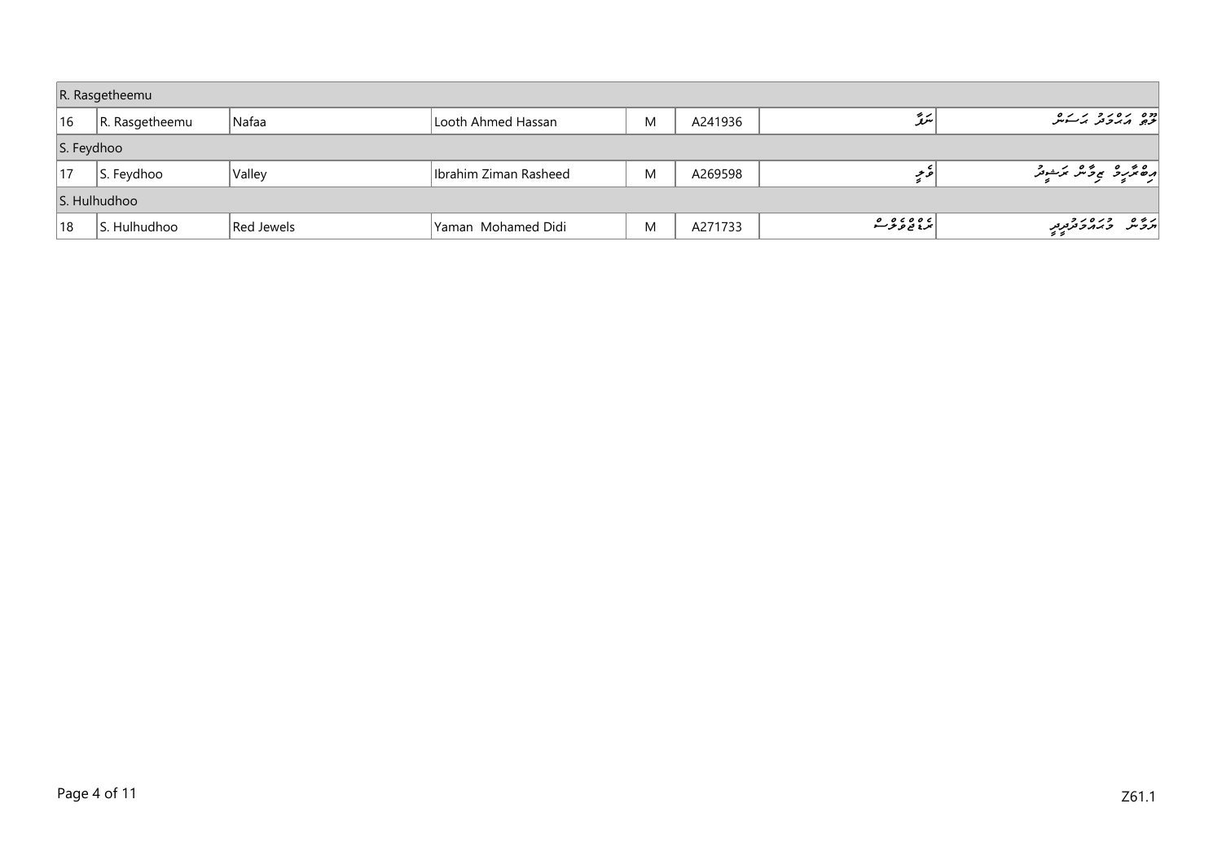| | | | | | | | |
|---|---|---|---|---|---|---|---|
| R. Rasgetheemu | | | | | | | |
| 16 | R. Rasgetheemu | Nafaa | Looth Ahmed Hassan | M | A241936 | ނަފާ | ލޫތު އަޙްމަދު ޙަސަން |
| S. Feydhoo | | | | | | | |
| 17 | S. Feydhoo | Valley | Ibrahim Ziman Rasheed | M | A269598 | ވެލީ | އިބްރާހިމް ޒިމާން ރަޝީދު |
| S. Hulhudhoo | | | | | | | |
| 18 | S. Hulhudhoo | Red Jewels | Yaman Mohamed Didi | M | A271733 | ރެޑްޖުވެލްސް | ޔަމާން މުޙައްމަދުދީދީ |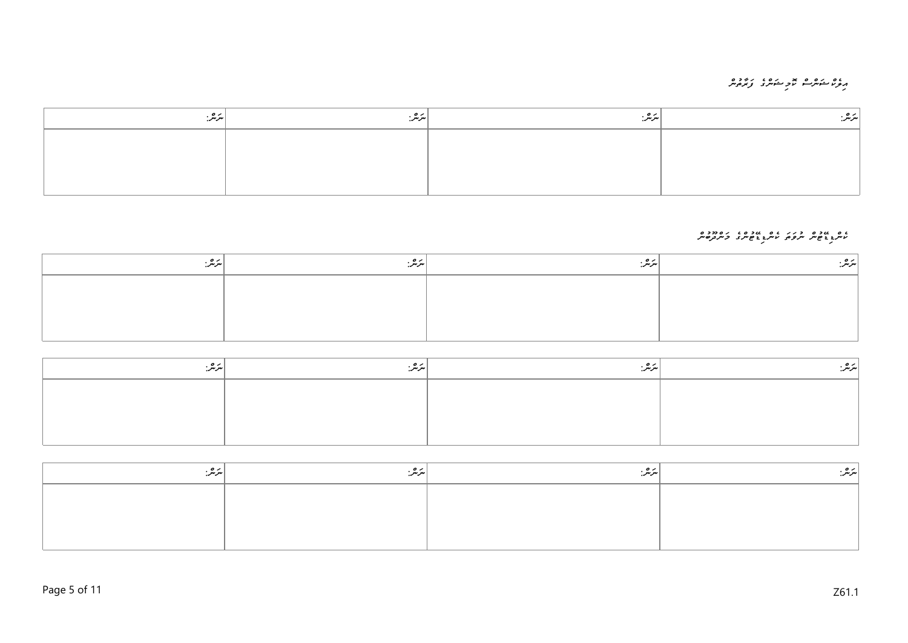# ދިވެހިރާއްޖޭގެ ޒުވާނުންގެ ޖަމާޢަތް

| ނަރަށް: | ނަރަށް: | ނަރަށް: | ނަރަށް: |
| --- | --- | --- | --- |
| | | | |

## ކުންފުނީގެ ހުވަފަތް ކުންފުނީގެ މަސްދަރު

| ނަރަށް: | ނަރަށް: | ނަރަށް: | ނަރަށް: |
| --- | --- | --- | --- |
| | | | |

| ނަރަށް: | ނަރަށް: | ނަރަށް: | ނަރަށް: |
| --- | --- | --- | --- |
| | | | |

| ނަރަށް: | ނަރަށް: | ނަރަށް: | ނަރަށް: |
| --- | --- | --- | --- |
| | | | |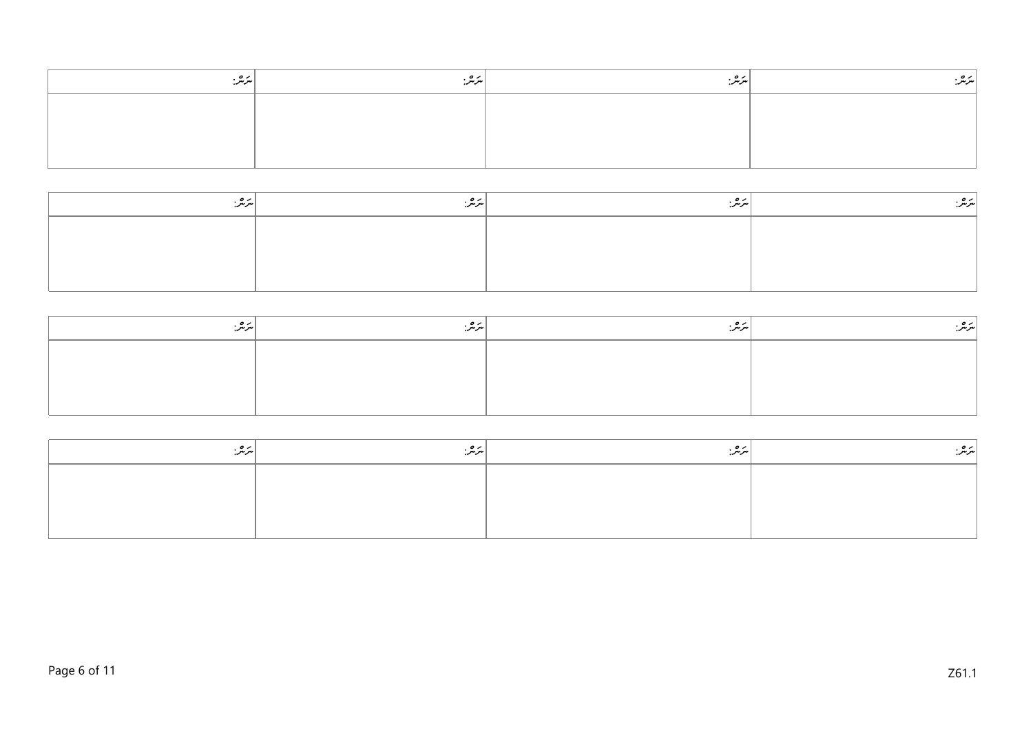| ނަރަށް: | ނަރަށް: | ނަރަށް: | ނަރަށް: |
| --- | --- | --- | --- |
| | | | |

| ނަރަށް: | ނަރަށް: | ނަރަށް: | ނަރަށް: |
| --- | --- | --- | --- |
| | | | |

| ނަރަށް: | ނަރަށް: | ނަރަށް: | ނަރަށް: |
| --- | --- | --- | --- |
| | | | |

| ނަރަށް: | ނަރަށް: | ނަރަށް: | ނަރަށް: |
| --- | --- | --- | --- |
| | | | |

Z61.1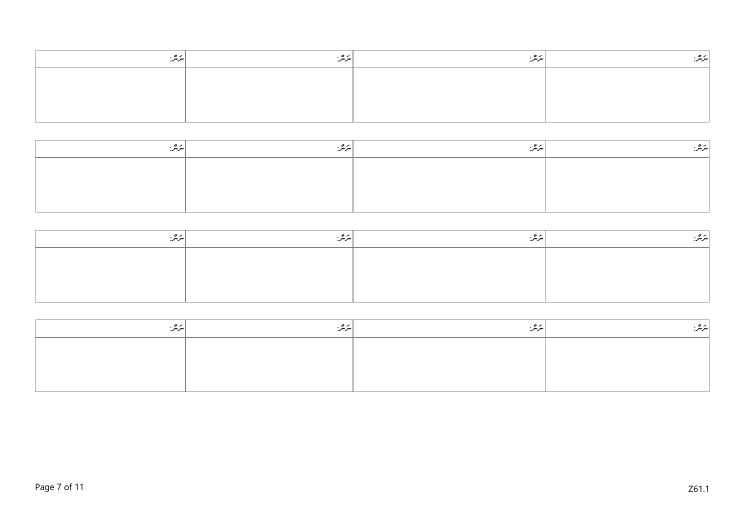| ނަރުދ: | ނަރުދ: | ނަރުދ: | ނަރުދ: |
| --- | --- | --- | --- |
| | | | |

| ނަރުދ: | ނަރުދ: | ނަރުދ: | ނަރުދ: |
| --- | --- | --- | --- |
| | | | |

| ނަރުދ: | ނަރުދ: | ނަރުދ: | ނަރުދ: |
| --- | --- | --- | --- |
| | | | |

| ނަރުދ: | ނަރުދ: | ނަރުދ: | ނަރުދ: |
| --- | --- | --- | --- |
| | | | |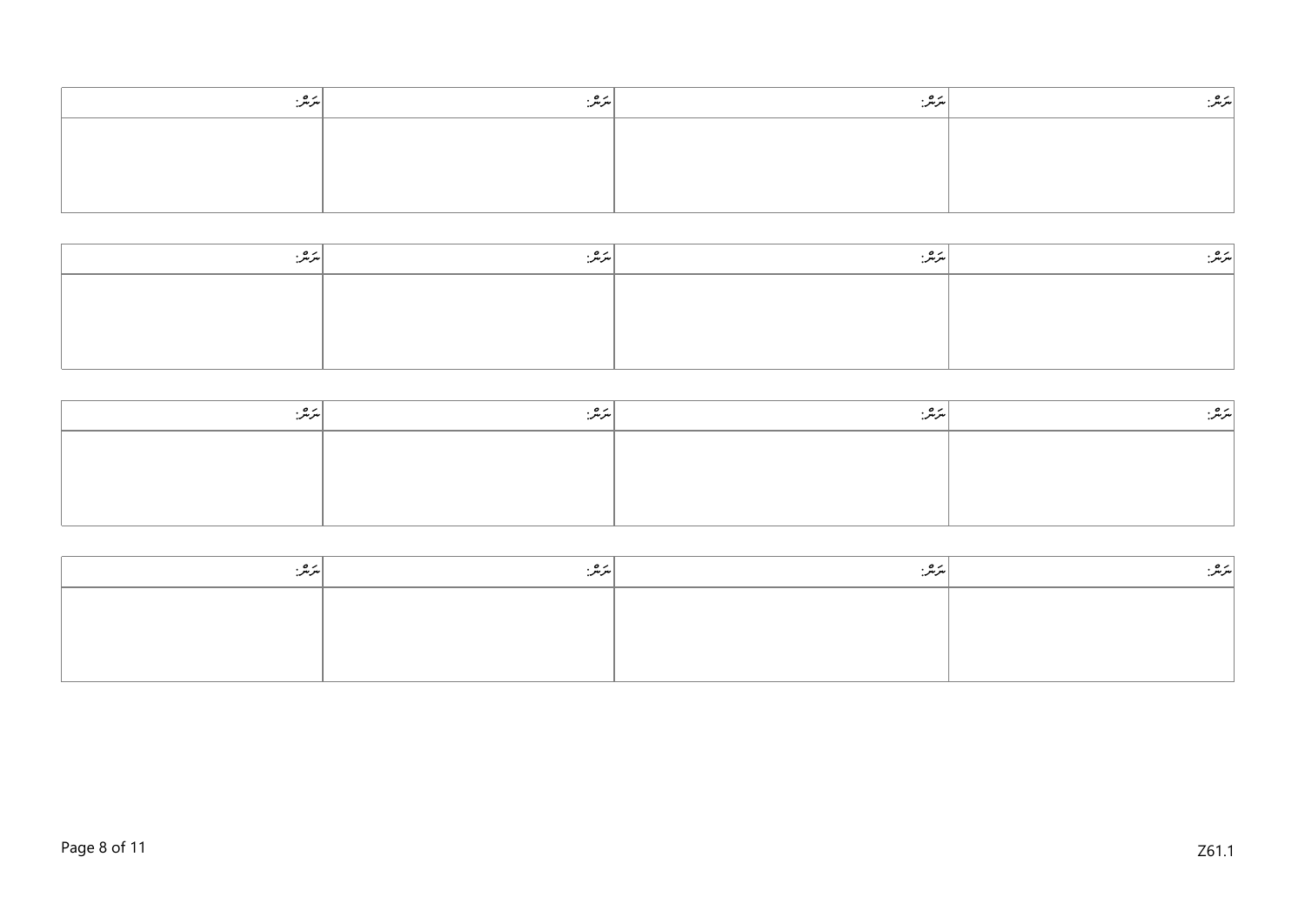| ނަންބަރު: | ނަންބަރު: | ނަންބަރު: | ނަންބަރު: |
|---|---|---|---|
| | | | |

| ނަންބަރު: | ނަންބަރު: | ނަންބަރު: | ނަންބަރު: |
|---|---|---|---|
| | | | |

| ނަންބަރު: | ނަންބަރު: | ނަންބަރު: | ނަންބަރު: |
|---|---|---|---|
| | | | |

| ނަންބަރު: | ނަންބަރު: | ނަންބަރު: | ނަންބަރު: |
|---|---|---|---|
| | | | |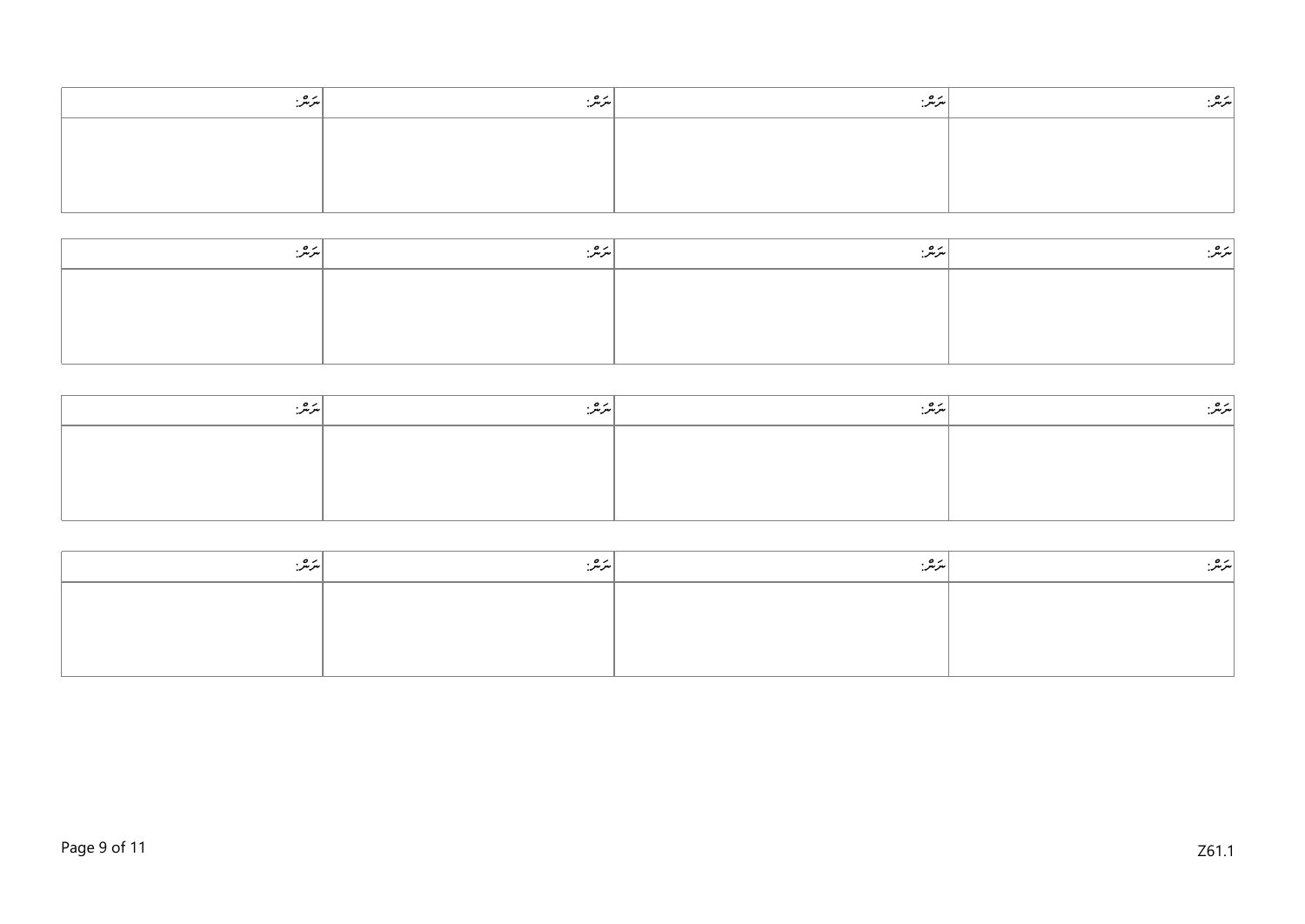| ىَرَسْ: | ىَرَسْ: | ىَرَسْ: | ىَرَسْ: |
| --- | --- | --- | --- |
| | | | |

| ىَرَسْ: | ىَرَسْ: | ىَرَسْ: | ىَرَسْ: |
| --- | --- | --- | --- |
| | | | |

| ىَرَسْ: | ىَرَسْ: | ىَرَسْ: | ىَرَسْ: |
| --- | --- | --- | --- |
| | | | |

| ىَرَسْ: | ىَرَسْ: | ىَرَسْ: | ىَرَسْ: |
| --- | --- | --- | --- |
| | | | |

Z61.1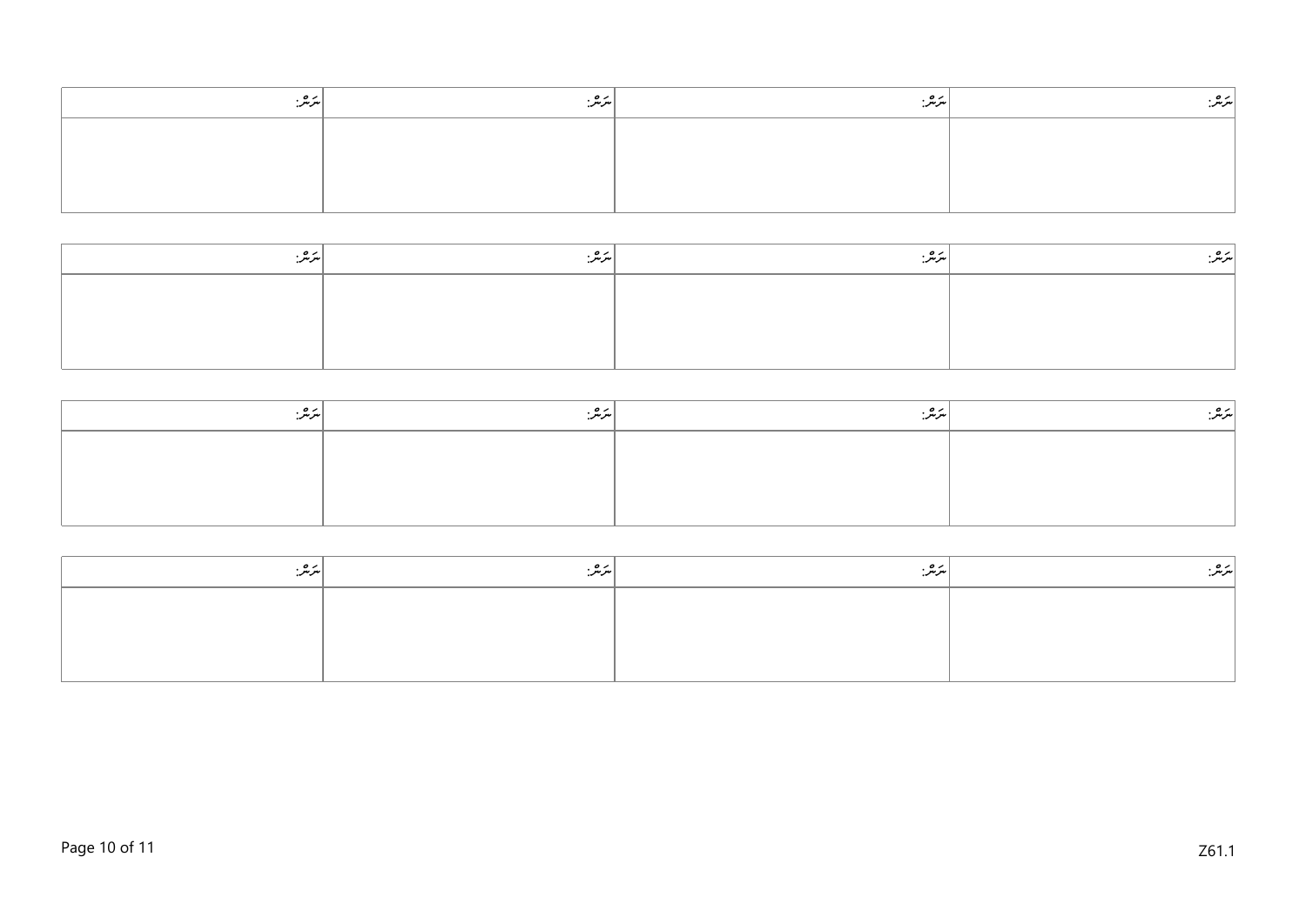| ނަންބަރު: | ނަންބަރު: | ނަންބަރު: | ނަންބަރު: |
|---|---|---|---|
| | | | |

| ނަންބަރު: | ނަންބަރު: | ނަންބަރު: | ނަންބަރު: |
|---|---|---|---|
| | | | |

| ނަންބަރު: | ނަންބަރު: | ނަންބަރު: | ނަންބަރު: |
|---|---|---|---|
| | | | |

| ނަންބަރު: | ނަންބަރު: | ނަންބަރު: | ނަންބަރު: |
|---|---|---|---|
| | | | |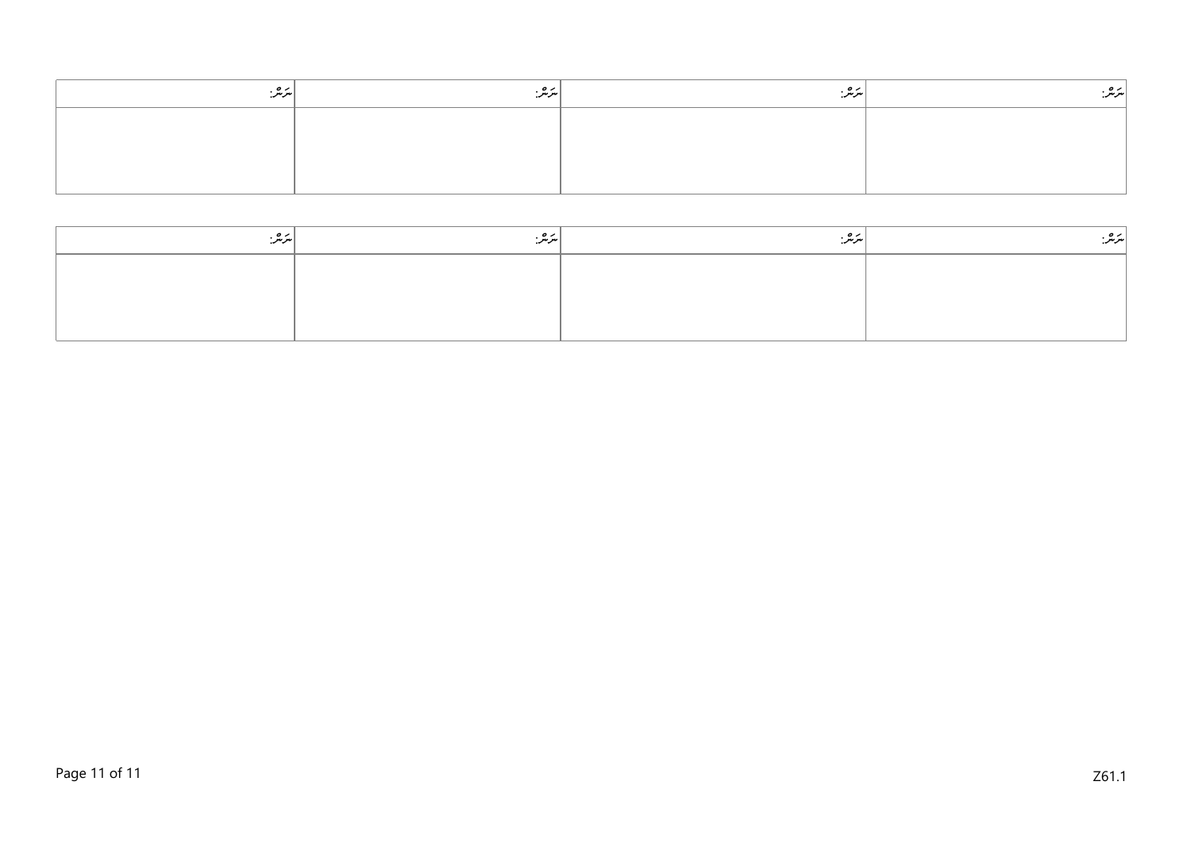| ނަންބަރު: | ނަންބަރު: | ނަންބަރު: | ނަންބަރު: |
|---|---|---|---|
| | | | |

| ނަންބަރު: | ނަންބަރު: | ނަންބަރު: | ނަންބަރު: |
|---|---|---|---|
| | | | |